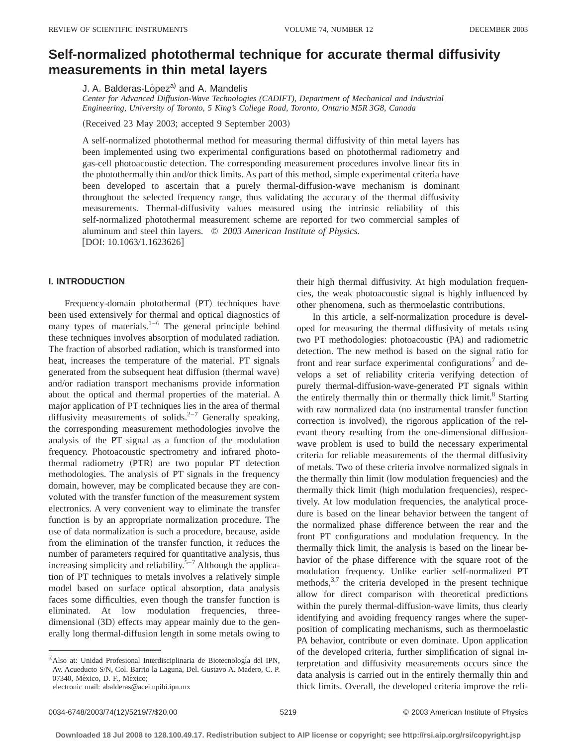# Self-normalized photothermal technique for accurate thermal diffusivity measurements in thin metal layers

J. A. Balderas-López[a] and A. Mandelis

*Center for Advanced Diffusion-Wave Technologies (CADIFT), Department of Mechanical and Industrial Engineering, University of Toronto, 5 King's College Road, Toronto, Ontario M5R 3G8, Canada*

(Received 23 May 2003; accepted 9 September 2003)

A self-normalized photothermal method for measuring thermal diffusivity of thin metal layers has been implemented using two experimental configurations based on photothermal radiometry and gas-cell photoacoustic detection. The corresponding measurement procedures involve linear fits in the photothermally thin and/or thick limits. As part of this method, simple experimental criteria have been developed to ascertain that a purely thermal-diffusion-wave mechanism is dominant throughout the selected frequency range, thus validating the accuracy of the thermal diffusivity measurements. Thermal-diffusivity values measured using the intrinsic reliability of this self-normalized photothermal measurement scheme are reported for two commercial samples of aluminum and steel thin layers. © *2003 American Institute of Physics.* [DOI: 10.1063/1.1623626]

## I. INTRODUCTION

Frequency-domain photothermal (PT) techniques have been used extensively for thermal and optical diagnostics of many types of materials.[1–6] The general principle behind these techniques involves absorption of modulated radiation. The fraction of absorbed radiation, which is transformed into heat, increases the temperature of the material. PT signals generated from the subsequent heat diffusion (thermal wave) and/or radiation transport mechanisms provide information about the optical and thermal properties of the material. A major application of PT techniques lies in the area of thermal diffusivity measurements of solids.[2–7] Generally speaking, the corresponding measurement methodologies involve the analysis of the PT signal as a function of the modulation frequency. Photoacoustic spectrometry and infrared photothermal radiometry (PTR) are two popular PT detection methodologies. The analysis of PT signals in the frequency domain, however, may be complicated because they are convoluted with the transfer function of the measurement system electronics. A very convenient way to eliminate the transfer function is by an appropriate normalization procedure. The use of data normalization is such a procedure, because, aside from the elimination of the transfer function, it reduces the number of parameters required for quantitative analysis, thus increasing simplicity and reliability.[5–7] Although the application of PT techniques to metals involves a relatively simple model based on surface optical absorption, data analysis faces some difficulties, even though the transfer function is eliminated. At low modulation frequencies, three-dimensional (3D) effects may appear mainly due to the generally long thermal-diffusion length in some metals owing to their high thermal diffusivity. At high modulation frequencies, the weak photoacoustic signal is highly influenced by other phenomena, such as thermoelastic contributions.

In this article, a self-normalization procedure is developed for measuring the thermal diffusivity of metals using two PT methodologies: photoacoustic (PA) and radiometric detection. The new method is based on the signal ratio for front and rear surface experimental configurations[7] and develops a set of reliability criteria verifying detection of purely thermal-diffusion-wave-generated PT signals within the entirely thermally thin or thermally thick limit.[8] Starting with raw normalized data (no instrumental transfer function correction is involved), the rigorous application of the relevant theory resulting from the one-dimensional diffusion-wave problem is used to build the necessary experimental criteria for reliable measurements of the thermal diffusivity of metals. Two of these criteria involve normalized signals in the thermally thin limit (low modulation frequencies) and the thermally thick limit (high modulation frequencies), respectively. At low modulation frequencies, the analytical procedure is based on the linear behavior between the tangent of the normalized phase difference between the rear and the front PT configurations and modulation frequency. In the thermally thick limit, the analysis is based on the linear behavior of the phase difference with the square root of the modulation frequency. Unlike earlier self-normalized PT methods,[3,7] the criteria developed in the present technique allow for direct comparison with theoretical predictions within the purely thermal-diffusion-wave limits, thus clearly identifying and avoiding frequency ranges where the superposition of complicating mechanisms, such as thermoelastic PA behavior, contribute or even dominate. Upon application of the developed criteria, further simplification of signal interpretation and diffusivity measurements occurs since the data analysis is carried out in the entirely thermally thin and thick limits. Overall, the developed criteria improve the reli-

[a]Also at: Unidad Profesional Interdisciplinaria de Biotecnología del IPN, Av. Acueducto S/N, Col. Barrio la Laguna, Del. Gustavo A. Madero, C. P. 07340, México, D. F., México; electronic mail: abalderas@acei.upibi.ipn.mx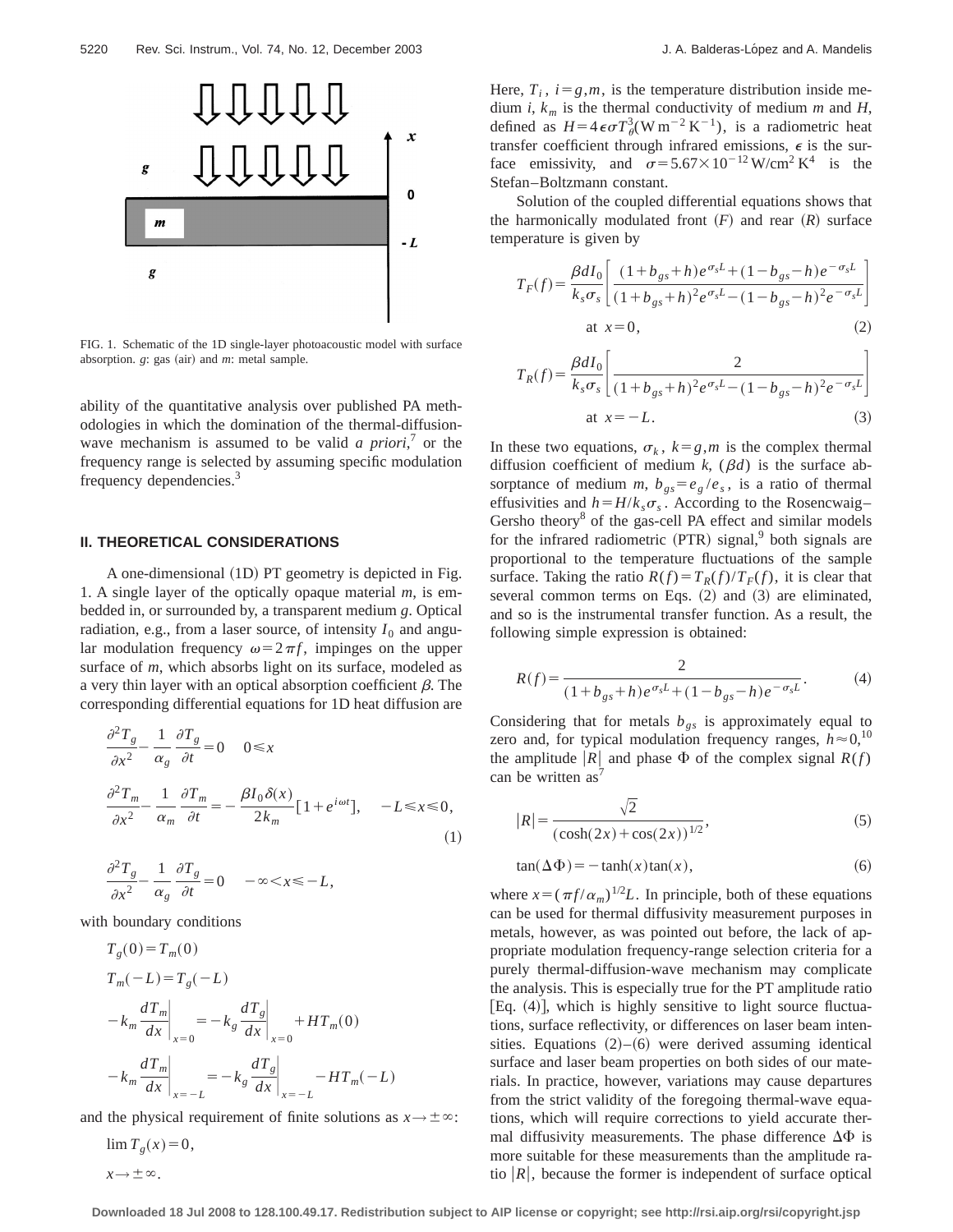FIG. 1. Schematic of the 1D single-layer photoacoustic model with surface absorption. $g$: gas (air) and $m$: metal sample.

ability of the quantitative analysis over published PA methodologies in which the domination of the thermal-diffusion-wave mechanism is assumed to be valid *a priori*,[7] or the frequency range is selected by assuming specific modulation frequency dependencies.[3]

## II. THEORETICAL CONSIDERATIONS

A one-dimensional (1D) PT geometry is depicted in Fig. 1. A single layer of the optically opaque material $m$, is embedded in, or surrounded by, a transparent medium $g$. Optical radiation, e.g., from a laser source, of intensity $I_0$ and angular modulation frequency $\omega = 2\pi f$, impinges on the upper surface of $m$, which absorbs light on its surface, modeled as a very thin layer with an optical absorption coefficient $\beta$. The corresponding differential equations for 1D heat diffusion are

$$\frac{\partial^2 T_g}{\partial x^2} - \frac{1}{\alpha_g}\frac{\partial T_g}{\partial t} = 0 \quad 0 \leqslant x$$

$$\frac{\partial^2 T_m}{\partial x^2} - \frac{1}{\alpha_m}\frac{\partial T_m}{\partial t} = -\frac{\beta I_0 \delta(x)}{2k_m}[1 + e^{i\omega t}], \quad -L \leqslant x \leqslant 0, \tag{1}$$

$$\frac{\partial^2 T_g}{\partial x^2} - \frac{1}{\alpha_g}\frac{\partial T_g}{\partial t} = 0 \quad -\infty < x \leqslant -L,$$

with boundary conditions

$$T_g(0) = T_m(0)$$

$$T_m(-L) = T_g(-L)$$

$$-k_m \left.\frac{dT_m}{dx}\right|_{x=0} = -k_g \left.\frac{dT_g}{dx}\right|_{x=0} + HT_m(0)$$

$$-k_m \left.\frac{dT_m}{dx}\right|_{x=-L} = -k_g \left.\frac{dT_g}{dx}\right|_{x=-L} - HT_m(-L)$$

and the physical requirement of finite solutions as $x \to \pm\infty$:

$$\lim T_g(x) = 0,$$
$$x \to \pm\infty.$$

Here, $T_i$, $i = g,m$, is the temperature distribution inside medium $i$, $k_m$ is the thermal conductivity of medium $m$ and $H$, defined as $H = 4\epsilon\sigma T_\theta^3 (\mathrm{W\,m^{-2}\,K^{-1}})$, is a radiometric heat transfer coefficient through infrared emissions, $\epsilon$ is the surface emissivity, and $\sigma = 5.67 \times 10^{-12}\,\mathrm{W/cm^2\,K^4}$ is the Stefan–Boltzmann constant.

Solution of the coupled differential equations shows that the harmonically modulated front ($F$) and rear ($R$) surface temperature is given by

$$T_F(f) = \frac{\beta d I_0}{k_s \sigma_s}\left[\frac{(1 + b_{gs} + h)e^{\sigma_s L} + (1 - b_{gs} - h)e^{-\sigma_s L}}{(1 + b_{gs} + h)^2 e^{\sigma_s L} - (1 - b_{gs} - h)^2 e^{-\sigma_s L}}\right] \quad \text{at } x = 0, \tag{2}$$

$$T_R(f) = \frac{\beta d I_0}{k_s \sigma_s}\left[\frac{2}{(1 + b_{gs} + h)^2 e^{\sigma_s L} - (1 - b_{gs} - h)^2 e^{-\sigma_s L}}\right] \quad \text{at } x = -L. \tag{3}$$

In these two equations, $\sigma_k$, $k = g,m$ is the complex thermal diffusion coefficient of medium $k$, $(\beta d)$ is the surface absorptance of medium $m$, $b_{gs} = e_g/e_s$, is a ratio of thermal effusivities and $h = H/k_s\sigma_s$. According to the Rosencwaig–Gersho theory[8] of the gas-cell PA effect and similar models for the infrared radiometric (PTR) signal,[9] both signals are proportional to the temperature fluctuations of the sample surface. Taking the ratio $R(f) = T_R(f)/T_F(f)$, it is clear that several common terms on Eqs. (2) and (3) are eliminated, and so is the instrumental transfer function. As a result, the following simple expression is obtained:

$$R(f) = \frac{2}{(1 + b_{gs} + h)e^{\sigma_s L} + (1 - b_{gs} - h)e^{-\sigma_s L}}. \tag{4}$$

Considering that for metals $b_{gs}$ is approximately equal to zero and, for typical modulation frequency ranges, $h \approx 0$,[10] the amplitude $|R|$ and phase $\Phi$ of the complex signal $R(f)$ can be written as[7]

$$|R| = \frac{\sqrt{2}}{(\cosh(2x) + \cos(2x))^{1/2}}, \tag{5}$$

$$\tan(\Delta\Phi) = -\tanh(x)\tan(x), \tag{6}$$

where $x = (\pi f/\alpha_m)^{1/2} L$. In principle, both of these equations can be used for thermal diffusivity measurement purposes in metals, however, as was pointed out before, the lack of appropriate modulation frequency-range selection criteria for a purely thermal-diffusion-wave mechanism may complicate the analysis. This is especially true for the PT amplitude ratio [Eq. (4)], which is highly sensitive to light source fluctuations, surface reflectivity, or differences on laser beam intensities. Equations (2)–(6) were derived assuming identical surface and laser beam properties on both sides of our materials. In practice, however, variations may cause departures from the strict validity of the foregoing thermal-wave equations, which will require corrections to yield accurate thermal diffusivity measurements. The phase difference $\Delta\Phi$ is more suitable for these measurements than the amplitude ratio $|R|$, because the former is independent of surface optical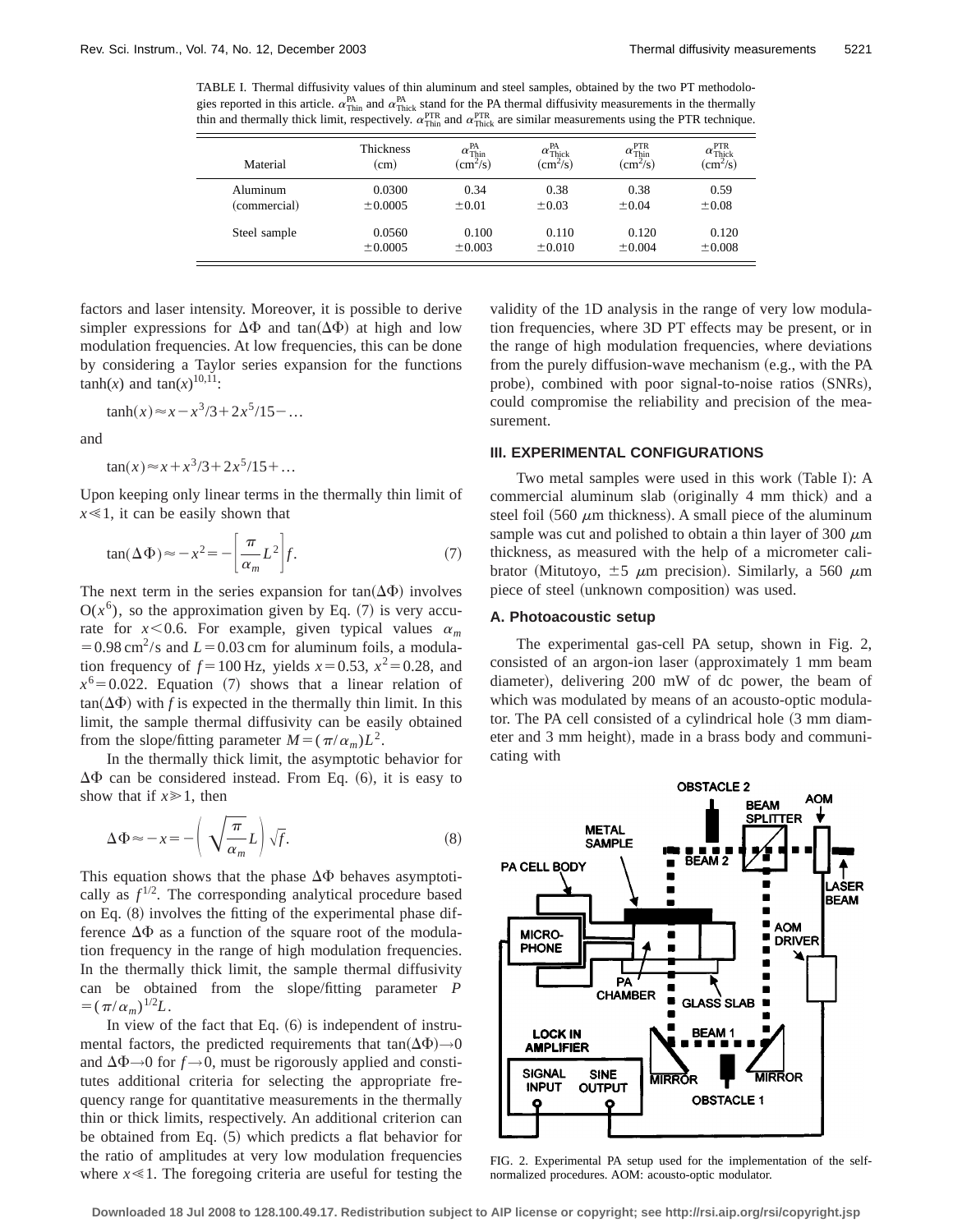TABLE I. Thermal diffusivity values of thin aluminum and steel samples, obtained by the two PT methodologies reported in this article. $\alpha_{\text{Thin}}^{\text{PA}}$ and $\alpha_{\text{Thick}}^{\text{PA}}$ stand for the PA thermal diffusivity measurements in the thermally thin and thermally thick limit, respectively. $\alpha_{\text{Thin}}^{\text{PTR}}$ and $\alpha_{\text{Thick}}^{\text{PTR}}$ are similar measurements using the PTR technique.

| Material | Thickness (cm) | $\alpha_{\text{Thin}}^{\text{PA}}$ ($\text{cm}^2/\text{s}$) | $\alpha_{\text{Thick}}^{\text{PA}}$ ($\text{cm}^2/\text{s}$) | $\alpha_{\text{Thin}}^{\text{PTR}}$ ($\text{cm}^2/\text{s}$) | $\alpha_{\text{Thick}}^{\text{PTR}}$ ($\text{cm}^2/\text{s}$) |
|---|---|---|---|---|---|
| Aluminum (commercial) | 0.0300 $\pm$0.0005 | 0.34 $\pm$0.01 | 0.38 $\pm$0.03 | 0.38 $\pm$0.04 | 0.59 $\pm$0.08 |
| Steel sample | 0.0560 $\pm$0.0005 | 0.100 $\pm$0.003 | 0.110 $\pm$0.010 | 0.120 $\pm$0.004 | 0.120 $\pm$0.008 |

factors and laser intensity. Moreover, it is possible to derive simpler expressions for $\Delta\Phi$ and $\tan(\Delta\Phi)$ at high and low modulation frequencies. At low frequencies, this can be done by considering a Taylor series expansion for the functions $\tanh(x)$ and $\tan(x)$[10,11]:

$$\tanh(x) \approx x - x^3/3 + 2x^5/15 - \ldots$$

and

$$\tan(x) \approx x + x^3/3 + 2x^5/15 + \ldots$$

Upon keeping only linear terms in the thermally thin limit of $x \ll 1$, it can be easily shown that

$$\tan(\Delta\Phi) \approx -x^2 = -\left[\frac{\pi}{\alpha_m} L^2\right] f. \tag{7}$$

The next term in the series expansion for $\tan(\Delta\Phi)$ involves $O(x^6)$, so the approximation given by Eq. (7) is very accurate for $x < 0.6$. For example, given typical values $\alpha_m = 0.98\ \text{cm}^2/\text{s}$ and $L = 0.03$ cm for aluminum foils, a modulation frequency of $f = 100$ Hz, yields $x = 0.53$, $x^2 = 0.28$, and $x^6 = 0.022$. Equation (7) shows that a linear relation of $\tan(\Delta\Phi)$ with $f$ is expected in the thermally thin limit. In this limit, the sample thermal diffusivity can be easily obtained from the slope/fitting parameter $M = (\pi/\alpha_m) L^2$.

In the thermally thick limit, the asymptotic behavior for $\Delta\Phi$ can be considered instead. From Eq. (6), it is easy to show that if $x \gg 1$, then

$$\Delta\Phi \approx -x = -\left(\sqrt{\frac{\pi}{\alpha_m}} L\right)\sqrt{f}. \tag{8}$$

This equation shows that the phase $\Delta\Phi$ behaves asymptotically as $f^{1/2}$. The corresponding analytical procedure based on Eq. (8) involves the fitting of the experimental phase difference $\Delta\Phi$ as a function of the square root of the modulation frequency in the range of high modulation frequencies. In the thermally thick limit, the sample thermal diffusivity can be obtained from the slope/fitting parameter $P = (\pi/\alpha_m)^{1/2} L$.

In view of the fact that Eq. (6) is independent of instrumental factors, the predicted requirements that $\tan(\Delta\Phi) \to 0$ and $\Delta\Phi \to 0$ for $f \to 0$, must be rigorously applied and constitutes additional criteria for selecting the appropriate frequency range for quantitative measurements in the thermally thin or thick limits, respectively. An additional criterion can be obtained from Eq. (5) which predicts a flat behavior for the ratio of amplitudes at very low modulation frequencies where $x \ll 1$. The foregoing criteria are useful for testing the validity of the 1D analysis in the range of very low modulation frequencies, where 3D PT effects may be present, or in the range of high modulation frequencies, where deviations from the purely diffusion-wave mechanism (e.g., with the PA probe), combined with poor signal-to-noise ratios (SNRs), could compromise the reliability and precision of the measurement.

## III. EXPERIMENTAL CONFIGURATIONS

Two metal samples were used in this work (Table I): A commercial aluminum slab (originally 4 mm thick) and a steel foil (560 $\mu$m thickness). A small piece of the aluminum sample was cut and polished to obtain a thin layer of 300 $\mu$m thickness, as measured with the help of a micrometer calibrator (Mitutoyo, $\pm 5$ $\mu$m precision). Similarly, a 560 $\mu$m piece of steel (unknown composition) was used.

### A. Photoacoustic setup

The experimental gas-cell PA setup, shown in Fig. 2, consisted of an argon-ion laser (approximately 1 mm beam diameter), delivering 200 mW of dc power, the beam of which was modulated by means of an acousto-optic modulator. The PA cell consisted of a cylindrical hole (3 mm diameter and 3 mm height), made in a brass body and communicating with

FIG. 2. Experimental PA setup used for the implementation of the self-normalized procedures. AOM: acousto-optic modulator.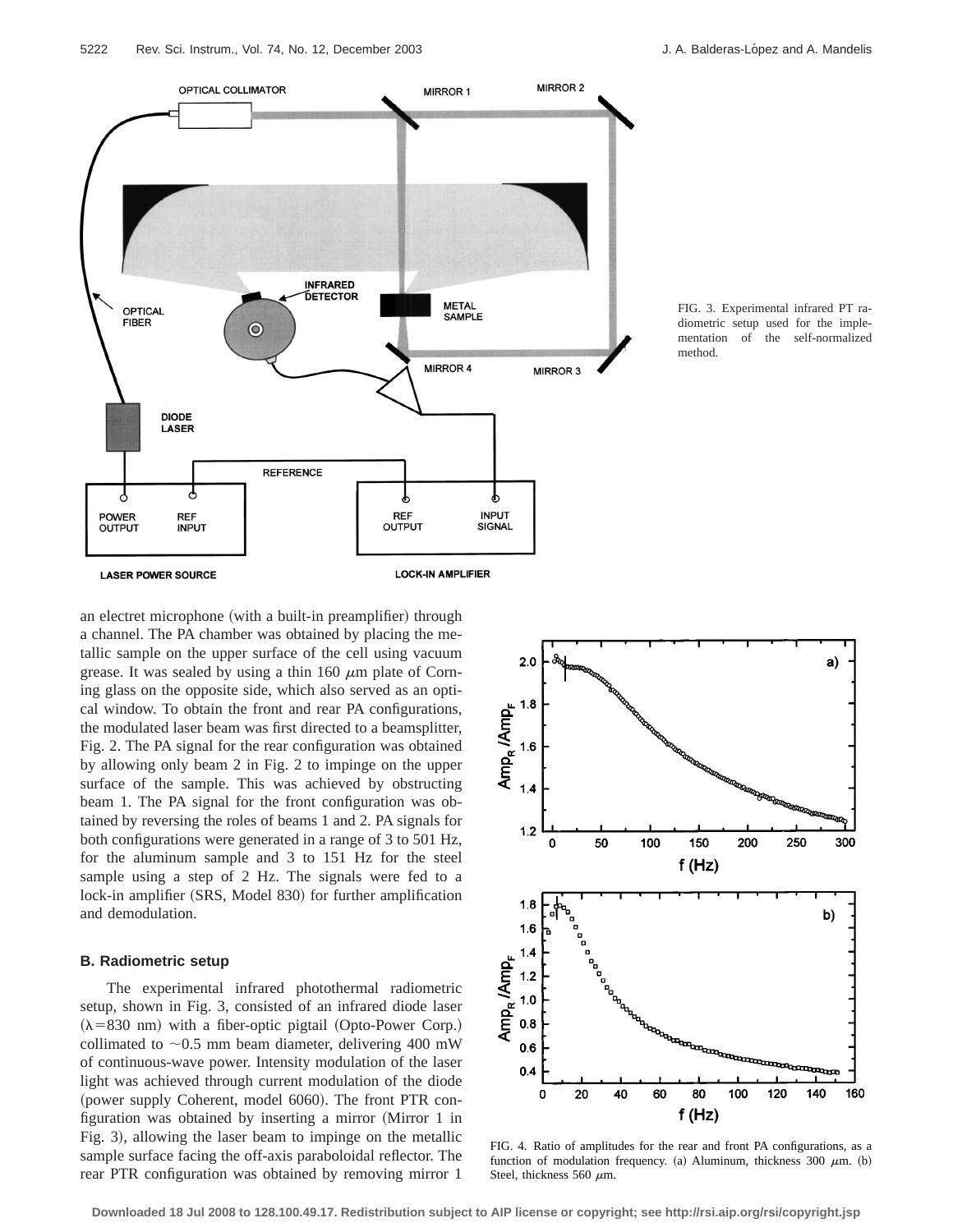FIG. 3. Experimental infrared PT radiometric setup used for the implementation of the self-normalized method.

an electret microphone (with a built-in preamplifier) through a channel. The PA chamber was obtained by placing the metallic sample on the upper surface of the cell using vacuum grease. It was sealed by using a thin 160 $\mu$m plate of Corning glass on the opposite side, which also served as an optical window. To obtain the front and rear PA configurations, the modulated laser beam was first directed to a beamsplitter, Fig. 2. The PA signal for the rear configuration was obtained by allowing only beam 2 in Fig. 2 to impinge on the upper surface of the sample. This was achieved by obstructing beam 1. The PA signal for the front configuration was obtained by reversing the roles of beams 1 and 2. PA signals for both configurations were generated in a range of 3 to 501 Hz, for the aluminum sample and 3 to 151 Hz for the steel sample using a step of 2 Hz. The signals were fed to a lock-in amplifier (SRS, Model 830) for further amplification and demodulation.

### B. Radiometric setup

The experimental infrared photothermal radiometric setup, shown in Fig. 3, consisted of an infrared diode laser ($\lambda = 830$ nm) with a fiber-optic pigtail (Opto-Power Corp.) collimated to $\sim 0.5$ mm beam diameter, delivering 400 mW of continuous-wave power. Intensity modulation of the laser light was achieved through current modulation of the diode (power supply Coherent, model 6060). The front PTR configuration was obtained by inserting a mirror (Mirror 1 in Fig. 3), allowing the laser beam to impinge on the metallic sample surface facing the off-axis paraboloidal reflector. The rear PTR configuration was obtained by removing mirror 1

FIG. 4. Ratio of amplitudes for the rear and front PA configurations, as a function of modulation frequency. (a) Aluminum, thickness 300 $\mu$m. (b) Steel, thickness 560 $\mu$m.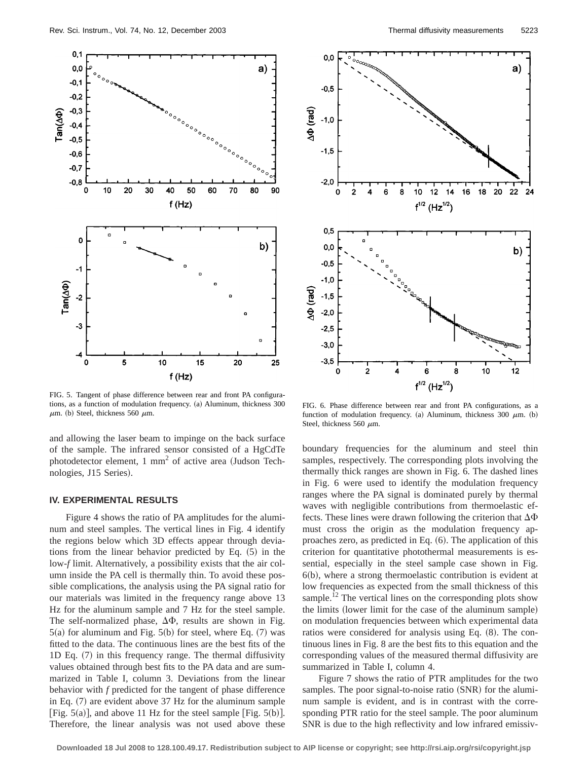FIG. 5. Tangent of phase difference between rear and front PA configurations, as a function of modulation frequency. (a) Aluminum, thickness 300 $\mu$m. (b) Steel, thickness 560 $\mu$m.

FIG. 6. Phase difference between rear and front PA configurations, as a function of modulation frequency. (a) Aluminum, thickness 300 $\mu$m. (b) Steel, thickness 560 $\mu$m.

and allowing the laser beam to impinge on the back surface of the sample. The infrared sensor consisted of a HgCdTe photodetector element, 1 mm$^2$ of active area (Judson Technologies, J15 Series).

## IV. EXPERIMENTAL RESULTS

Figure 4 shows the ratio of PA amplitudes for the aluminum and steel samples. The vertical lines in Fig. 4 identify the regions below which 3D effects appear through deviations from the linear behavior predicted by Eq. (5) in the low-*f* limit. Alternatively, a possibility exists that the air column inside the PA cell is thermally thin. To avoid these possible complications, the analysis using the PA signal ratio for our materials was limited in the frequency range above 13 Hz for the aluminum sample and 7 Hz for the steel sample. The self-normalized phase, $\Delta\Phi$, results are shown in Fig. 5(a) for aluminum and Fig. 5(b) for steel, where Eq. (7) was fitted to the data. The continuous lines are the best fits of the 1D Eq. (7) in this frequency range. The thermal diffusivity values obtained through best fits to the PA data and are summarized in Table I, column 3. Deviations from the linear behavior with *f* predicted for the tangent of phase difference in Eq. (7) are evident above 37 Hz for the aluminum sample [Fig. 5(a)], and above 11 Hz for the steel sample [Fig. 5(b)]. Therefore, the linear analysis was not used above these boundary frequencies for the aluminum and steel thin samples, respectively. The corresponding plots involving the thermally thick ranges are shown in Fig. 6. The dashed lines in Fig. 6 were used to identify the modulation frequency ranges where the PA signal is dominated purely by thermal waves with negligible contributions from thermoelastic effects. These lines were drawn following the criterion that $\Delta\Phi$ must cross the origin as the modulation frequency approaches zero, as predicted in Eq. (6). The application of this criterion for quantitative photothermal measurements is essential, especially in the steel sample case shown in Fig. 6(b), where a strong thermoelastic contribution is evident at low frequencies as expected from the small thickness of this sample.[12] The vertical lines on the corresponding plots show the limits (lower limit for the case of the aluminum sample) on modulation frequencies between which experimental data ratios were considered for analysis using Eq. (8). The continuous lines in Fig. 8 are the best fits to this equation and the corresponding values of the measured thermal diffusivity are summarized in Table I, column 4.

Figure 7 shows the ratio of PTR amplitudes for the two samples. The poor signal-to-noise ratio (SNR) for the aluminum sample is evident, and is in contrast with the corresponding PTR ratio for the steel sample. The poor aluminum SNR is due to the high reflectivity and low infrared emissiv-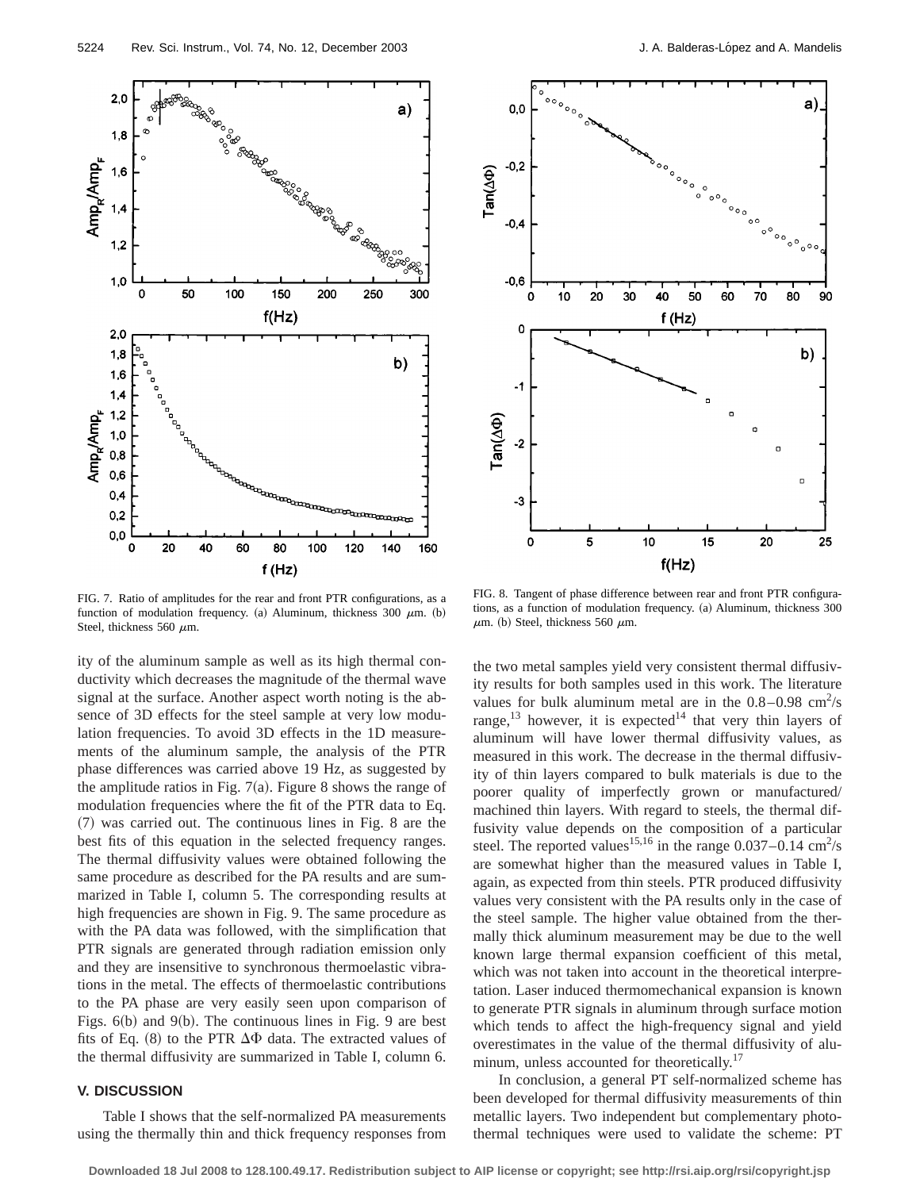FIG. 7. Ratio of amplitudes for the rear and front PTR configurations, as a function of modulation frequency. (a) Aluminum, thickness 300 $\mu$m. (b) Steel, thickness 560 $\mu$m.

FIG. 8. Tangent of phase difference between rear and front PTR configurations, as a function of modulation frequency. (a) Aluminum, thickness 300 $\mu$m. (b) Steel, thickness 560 $\mu$m.

ity of the aluminum sample as well as its high thermal conductivity which decreases the magnitude of the thermal wave signal at the surface. Another aspect worth noting is the absence of 3D effects for the steel sample at very low modulation frequencies. To avoid 3D effects in the 1D measurements of the aluminum sample, the analysis of the PTR phase differences was carried above 19 Hz, as suggested by the amplitude ratios in Fig. 7(a). Figure 8 shows the range of modulation frequencies where the fit of the PTR data to Eq. (7) was carried out. The continuous lines in Fig. 8 are the best fits of this equation in the selected frequency ranges. The thermal diffusivity values were obtained following the same procedure as described for the PA results and are summarized in Table I, column 5. The corresponding results at high frequencies are shown in Fig. 9. The same procedure as with the PA data was followed, with the simplification that PTR signals are generated through radiation emission only and they are insensitive to synchronous thermoelastic vibrations in the metal. The effects of thermoelastic contributions to the PA phase are very easily seen upon comparison of Figs. 6(b) and 9(b). The continuous lines in Fig. 9 are best fits of Eq. (8) to the PTR $\Delta\Phi$ data. The extracted values of the thermal diffusivity are summarized in Table I, column 6.

## V. DISCUSSION

Table I shows that the self-normalized PA measurements using the thermally thin and thick frequency responses from the two metal samples yield very consistent thermal diffusivity results for both samples used in this work. The literature values for bulk aluminum metal are in the 0.8–0.98 $cm^2/s$ range,[13] however, it is expected[14] that very thin layers of aluminum will have lower thermal diffusivity values, as measured in this work. The decrease in the thermal diffusivity of thin layers compared to bulk materials is due to the poorer quality of imperfectly grown or manufactured/machined thin layers. With regard to steels, the thermal diffusivity value depends on the composition of a particular steel. The reported values[15,16] in the range 0.037–0.14 $cm^2/s$ are somewhat higher than the measured values in Table I, again, as expected from thin steels. PTR produced diffusivity values very consistent with the PA results only in the case of the steel sample. The higher value obtained from the thermally thick aluminum measurement may be due to the well known large thermal expansion coefficient of this metal, which was not taken into account in the theoretical interpretation. Laser induced thermomechanical expansion is known to generate PTR signals in aluminum through surface motion which tends to affect the high-frequency signal and yield overestimates in the value of the thermal diffusivity of aluminum, unless accounted for theoretically.[17]

In conclusion, a general PT self-normalized scheme has been developed for thermal diffusivity measurements of thin metallic layers. Two independent but complementary photothermal techniques were used to validate the scheme: PT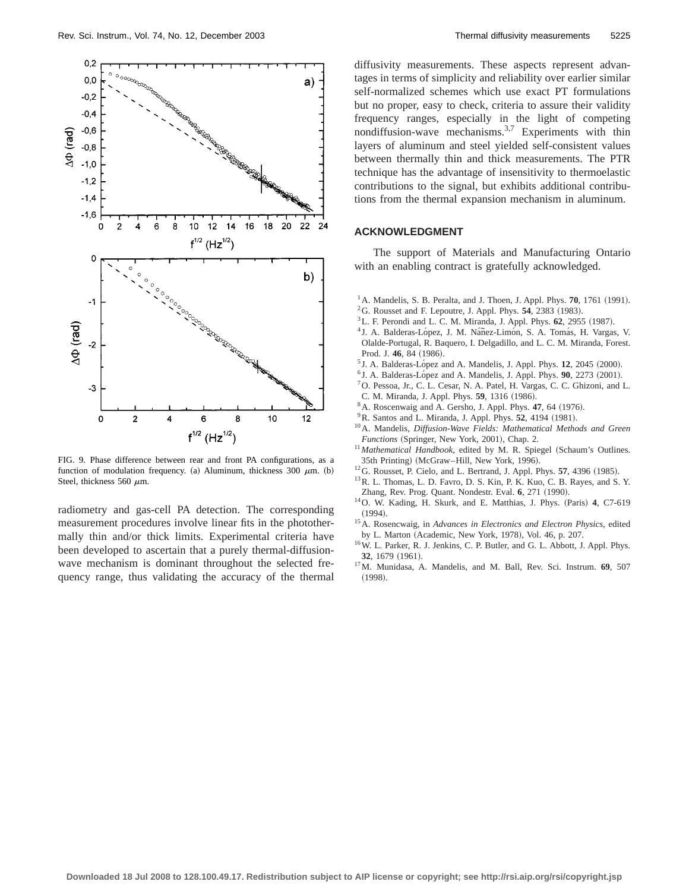a)

0,2
0,0
-0,2
-0,4
-0,6
-0,8
-1,0
-1,2
-1,4
-1,6

ΔΦ (rad)

0 2 4 6 8 10 12 14 16 18 20 22 24

$f^{1/2}$ ($Hz^{1/2}$)

b)

0
-1
-2
-3

ΔΦ (rad)

0 2 4 6 8 10 12

$f^{1/2}$ ($Hz^{1/2}$)

FIG. 9. Phase difference between rear and front PA configurations, as a function of modulation frequency. (a) Aluminum, thickness 300 $\mu$m. (b) Steel, thickness 560 $\mu$m.

radiometry and gas-cell PA detection. The corresponding measurement procedures involve linear fits in the photothermally thin and/or thick limits. Experimental criteria have been developed to ascertain that a purely thermal-diffusion-wave mechanism is dominant throughout the selected frequency range, thus validating the accuracy of the thermal diffusivity measurements. These aspects represent advantages in terms of simplicity and reliability over earlier similar self-normalized schemes which use exact PT formulations but no proper, easy to check, criteria to assure their validity frequency ranges, especially in the light of competing nondiffusion-wave mechanisms.[3,7] Experiments with thin layers of aluminum and steel yielded self-consistent values between thermally thin and thick measurements. The PTR technique has the advantage of insensitivity to thermoelastic contributions to the signal, but exhibits additional contributions from the thermal expansion mechanism in aluminum.

## ACKNOWLEDGMENT

The support of Materials and Manufacturing Ontario with an enabling contract is gratefully acknowledged.

[1] A. Mandelis, S. B. Peralta, and J. Thoen, J. Appl. Phys. **70**, 1761 (1991).
[2] G. Rousset and F. Lepoutre, J. Appl. Phys. **54**, 2383 (1983).
[3] L. F. Perondi and L. C. M. Miranda, J. Appl. Phys. **62**, 2955 (1987).
[4] J. A. Balderas-López, J. M. Náñez-Limón, S. A. Tomás, H. Vargas, V. Olalde-Portugal, R. Baquero, I. Delgadillo, and L. C. M. Miranda, Forest. Prod. J. **46**, 84 (1986).
[5] J. A. Balderas-López and A. Mandelis, J. Appl. Phys. **12**, 2045 (2000).
[6] J. A. Balderas-López and A. Mandelis, J. Appl. Phys. **90**, 2273 (2001).
[7] O. Pessoa, Jr., C. L. Cesar, N. A. Patel, H. Vargas, C. C. Ghizoni, and L. C. M. Miranda, J. Appl. Phys. **59**, 1316 (1986).
[8] A. Roscenwaig and A. Gersho, J. Appl. Phys. **47**, 64 (1976).
[9] R. Santos and L. Miranda, J. Appl. Phys. **52**, 4194 (1981).
[10] A. Mandelis, *Diffusion-Wave Fields: Mathematical Methods and Green Functions* (Springer, New York, 2001), Chap. 2.
[11] *Mathematical Handbook*, edited by M. R. Spiegel (Schaum's Outlines. 35th Printing) (McGraw–Hill, New York, 1996).
[12] G. Rousset, P. Cielo, and L. Bertrand, J. Appl. Phys. **57**, 4396 (1985).
[13] R. L. Thomas, L. D. Favro, D. S. Kin, P. K. Kuo, C. B. Rayes, and S. Y. Zhang, Rev. Prog. Quant. Nondestr. Eval. **6**, 271 (1990).
[14] O. W. Kading, H. Skurk, and E. Matthias, J. Phys. (Paris) **4**, C7-619 (1994).
[15] A. Rosencwaig, in *Advances in Electronics and Electron Physics*, edited by L. Marton (Academic, New York, 1978), Vol. 46, p. 207.
[16] W. L. Parker, R. J. Jenkins, C. P. Butler, and G. L. Abbott, J. Appl. Phys. **32**, 1679 (1961).
[17] M. Munidasa, A. Mandelis, and M. Ball, Rev. Sci. Instrum. **69**, 507 (1998).